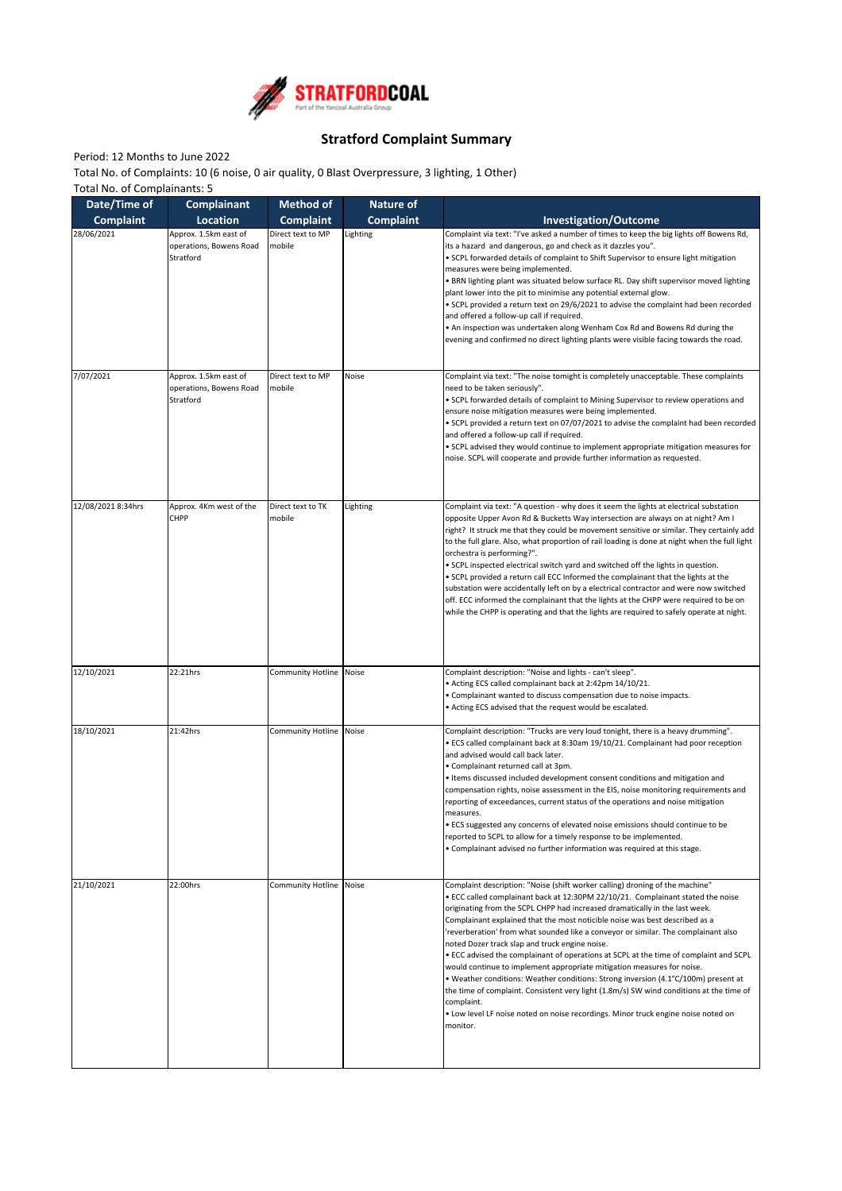STRATFORDCOAL
Part of the Yancoal Australia Group

# Stratford Complaint Summary

Period: 12 Months to June 2022

Total No. of Complaints: 10 (6 noise, 0 air quality, 0 Blast Overpressure, 3 lighting, 1 Other)

Total No. of Complainants: 5

| Date/Time of Complaint | Complainant Location | Method of Complaint | Nature of Complaint | Investigation/Outcome |
|---|---|---|---|---|
| 28/06/2021 | Approx. 1.5km east of operations, Bowens Road Stratford | Direct text to MP mobile | Lighting | Complaint via text: "I've asked a number of times to keep the big lights off Bowens Rd, its a hazard and dangerous, go and check as it dazzles you".<br>• SCPL forwarded details of complaint to Shift Supervisor to ensure light mitigation measures were being implemented.<br>• BRN lighting plant was situated below surface RL. Day shift supervisor moved lighting plant lower into the pit to minimise any potential external glow.<br>• SCPL provided a return text on 29/6/2021 to advise the complaint had been recorded and offered a follow-up call if required.<br>• An inspection was undertaken along Wenham Cox Rd and Bowens Rd during the evening and confirmed no direct lighting plants were visible facing towards the road. |
| 7/07/2021 | Approx. 1.5km east of operations, Bowens Road Stratford | Direct text to MP mobile | Noise | Complaint via text: "The noise tomight is completely unacceptable. These complaints need to be taken seriously".<br>• SCPL forwarded details of complaint to Mining Supervisor to review operations and ensure noise mitigation measures were being implemented.<br>• SCPL provided a return text on 07/07/2021 to advise the complaint had been recorded and offered a follow-up call if required.<br>• SCPL advised they would continue to implement appropriate mitigation measures for noise. SCPL will cooperate and provide further information as requested. |
| 12/08/2021 8:34hrs | Approx. 4Km west of the CHPP | Direct text to TK mobile | Lighting | Complaint via text: "A question - why does it seem the lights at electrical substation opposite Upper Avon Rd & Bucketts Way intersection are always on at night? Am I right? It struck me that they could be movement sensitive or similar. They certainly add to the full glare. Also, what proportion of rail loading is done at night when the full light orchestra is performing?".<br>• SCPL inspected electrical switch yard and switched off the lights in question.<br>• SCPL provided a return call ECC Informed the complainant that the lights at the substation were accidentally left on by a electrical contractor and were now switched off. ECC informed the complainant that the lights at the CHPP were required to be on while the CHPP is operating and that the lights are required to safely operate at night. |
| 12/10/2021 | 22:21hrs | Community Hotline | Noise | Complaint description: "Noise and lights - can't sleep".<br>• Acting ECS called complainant back at 2:42pm 14/10/21.<br>• Complainant wanted to discuss compensation due to noise impacts.<br>• Acting ECS advised that the request would be escalated. |
| 18/10/2021 | 21:42hrs | Community Hotline | Noise | Complaint description: "Trucks are very loud tonight, there is a heavy drumming".<br>• ECS called complainant back at 8:30am 19/10/21. Complainant had poor reception and advised would call back later.<br>• Complainant returned call at 3pm.<br>• Items discussed included development consent conditions and mitigation and compensation rights, noise assessment in the EIS, noise monitoring requirements and reporting of exceedances, current status of the operations and noise mitigation measures.<br>• ECS suggested any concerns of elevated noise emissions should continue to be reported to SCPL to allow for a timely response to be implemented.<br>• Complainant advised no further information was required at this stage. |
| 21/10/2021 | 22:00hrs | Community Hotline | Noise | Complaint description: "Noise (shift worker calling) droning of the machine"<br>• ECC called complainant back at 12:30PM 22/10/21. Complainant stated the noise originating from the SCPL CHPP had increased dramatically in the last week. Complainant explained that the most noticible noise was best described as a 'reverberation' from what sounded like a conveyor or similar. The complainant also noted Dozer track slap and truck engine noise.<br>• ECC advised the complainant of operations at SCPL at the time of complaint and SCPL would continue to implement appropriate mitigation measures for noise.<br>• Weather conditions: Weather conditions: Strong inversion (4.1°C/100m) present at the time of complaint. Consistent very light (1.8m/s) SW wind conditions at the time of complaint.<br>• Low level LF noise noted on noise recordings. Minor truck engine noise noted on monitor. |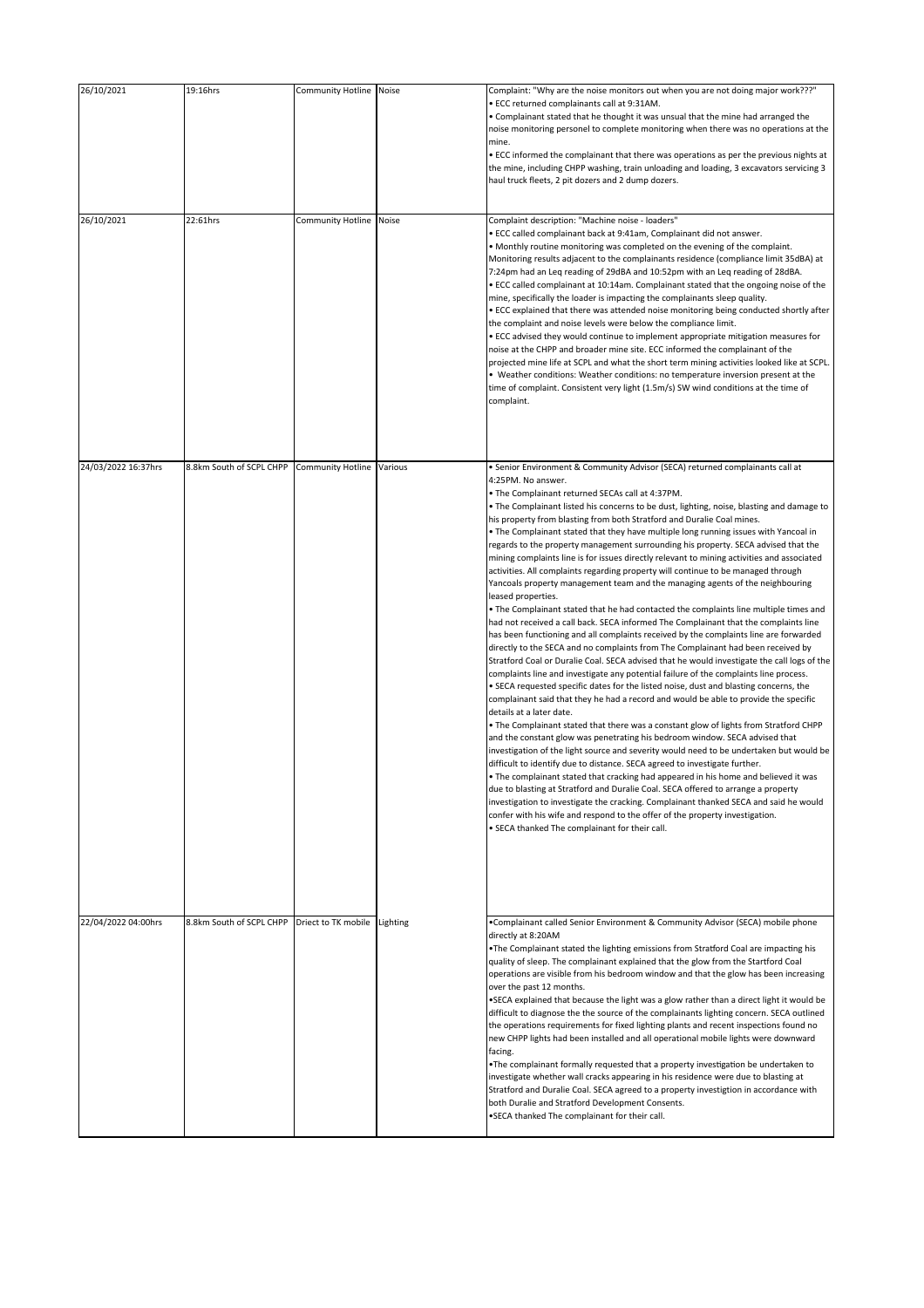| | | | | |
|---|---|---|---|---|
| 26/10/2021 | 19:16hrs | Community Hotline | Noise | Complaint: "Why are the noise monitors out when you are not doing major work???"<br>• ECC returned complainants call at 9:31AM.<br>• Complainant stated that he thought it was unsual that the mine had arranged the noise monitoring personel to complete monitoring when there was no operations at the mine.<br>• ECC informed the complainant that there was operations as per the previous nights at the mine, including CHPP washing, train unloading and loading, 3 excavators servicing 3 haul truck fleets, 2 pit dozers and 2 dump dozers. |
| 26/10/2021 | 22:61hrs | Community Hotline | Noise | Complaint description: "Machine noise - loaders"<br>• ECC called complainant back at 9:41am, Complainant did not answer.<br>• Monthly routine monitoring was completed on the evening of the complaint. Monitoring results adjacent to the complainants residence (compliance limit 35dBA) at 7:24pm had an Leq reading of 29dBA and 10:52pm with an Leq reading of 28dBA.<br>• ECC called complainant at 10:14am. Complainant stated that the ongoing noise of the mine, specifically the loader is impacting the complainants sleep quality.<br>• ECC explained that there was attended noise monitoring being conducted shortly after the complaint and noise levels were below the compliance limit.<br>• ECC advised they would continue to implement appropriate mitigation measures for noise at the CHPP and broader mine site. ECC informed the complainant of the projected mine life at SCPL and what the short term mining activities looked like at SCPL.<br>• Weather conditions: Weather conditions: no temperature inversion present at the time of complaint. Consistent very light (1.5m/s) SW wind conditions at the time of complaint. |
| 24/03/2022 16:37hrs | 8.8km South of SCPL CHPP | Community Hotline | Various | • Senior Environment & Community Advisor (SECA) returned complainants call at 4:25PM. No answer.<br>• The Complainant returned SECAs call at 4:37PM.<br>• The Complainant listed his concerns to be dust, lighting, noise, blasting and damage to his property from blasting from both Stratford and Duralie Coal mines.<br>• The Complainant stated that they have multiple long running issues with Yancoal in regards to the property management surrounding his property. SECA advised that the mining complaints line is for issues directly relevant to mining activities and associated activities. All complaints regarding property will continue to be managed through Yancoals property management team and the managing agents of the neighbouring leased properties.<br>• The Complainant stated that he had contacted the complaints line multiple times and had not received a call back. SECA informed The Complainant that the complaints line has been functioning and all complaints received by the complaints line are forwarded directly to the SECA and no complaints from The Complainant had been received by Stratford Coal or Duralie Coal. SECA advised that he would investigate the call logs of the complaints line and investigate any potential failure of the complaints line process.<br>• SECA requested specific dates for the listed noise, dust and blasting concerns, the complainant said that they he had a record and would be able to provide the specific details at a later date.<br>• The Complainant stated that there was a constant glow of lights from Stratford CHPP and the constant glow was penetrating his bedroom window. SECA advised that investigation of the light source and severity would need to be undertaken but would be difficult to identify due to distance. SECA agreed to investigate further.<br>• The complainant stated that cracking had appeared in his home and believed it was due to blasting at Stratford and Duralie Coal. SECA offered to arrange a property investigation to investigate the cracking. Complainant thanked SECA and said he would confer with his wife and respond to the offer of the property investigation.<br>• SECA thanked The complainant for their call. |
| 22/04/2022 04:00hrs | 8.8km South of SCPL CHPP | Driect to TK mobile | Lighting | •Complainant called Senior Environment & Community Advisor (SECA) mobile phone directly at 8:20AM<br>•The Complainant stated the lighting emissions from Stratford Coal are impacting his quality of sleep. The complainant explained that the glow from the Startford Coal operations are visible from his bedroom window and that the glow has been increasing over the past 12 months.<br>•SECA explained that because the light was a glow rather than a direct light it would be difficult to diagnose the the source of the complainants lighting concern. SECA outlined the operations requirements for fixed lighting plants and recent inspections found no new CHPP lights had been installed and all operational mobile lights were downward facing.<br>•The complainant formally requested that a property investigation be undertaken to investigate whether wall cracks appearing in his residence were due to blasting at Stratford and Duralie Coal. SECA agreed to a property investigtion in accordance with both Duralie and Stratford Development Consents.<br>•SECA thanked The complainant for their call. |